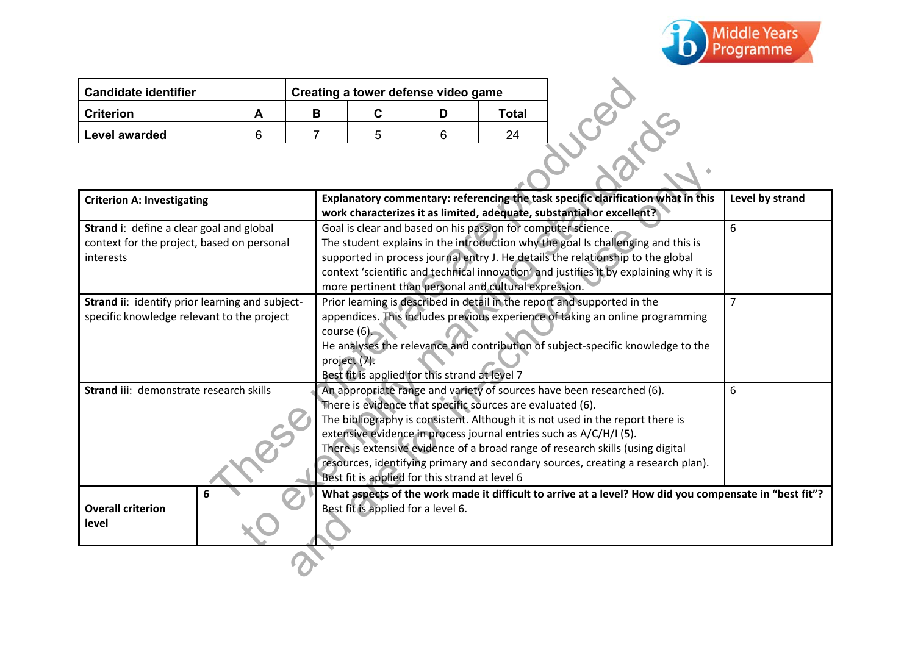| Candidate identifier | | Creating a tower defense video game | | | |
|---|---|---|---|---|---|
| **Criterion** | **A** | **B** | **C** | **D** | **Total** |
| **Level awarded** | 6 | 7 | 5 | 6 | 24 |

| Criterion A: Investigating | | Explanatory commentary: referencing the task specific clarification what in this work characterizes it as limited, adequate, substantial or excellent? | Level by strand |
|---|---|---|---|
| **Strand i**: define a clear goal and global context for the project, based on personal interests | | Goal is clear and based on his passion for computer science. The student explains in the introduction why the goal Is challenging and this is supported in process journal entry J. He details the relationship to the global context 'scientific and technical innovation' and justifies it by explaining why it is more pertinent than personal and cultural expression. | 6 |
| **Strand ii**: identify prior learning and subject-specific knowledge relevant to the project | | Prior learning is described in detail in the report and supported in the appendices. This includes previous experience of taking an online programming course (6). He analyses the relevance and contribution of subject-specific knowledge to the project (7). Best fit is applied for this strand at level 7 | 7 |
| **Strand iii**: demonstrate research skills | | An appropriate range and variety of sources have been researched (6). There is evidence that specific sources are evaluated (6). The bibliography is consistent. Although it is not used in the report there is extensive evidence in process journal entries such as A/C/H/I (5). There is extensive evidence of a broad range of research skills (using digital resources, identifying primary and secondary sources, creating a research plan). Best fit is applied for this strand at level 6 | 6 |
| **Overall criterion level** | **6** | **What aspects of the work made it difficult to arrive at a level? How did you compensate in "best fit"?** Best fit is applied for a level 6. | |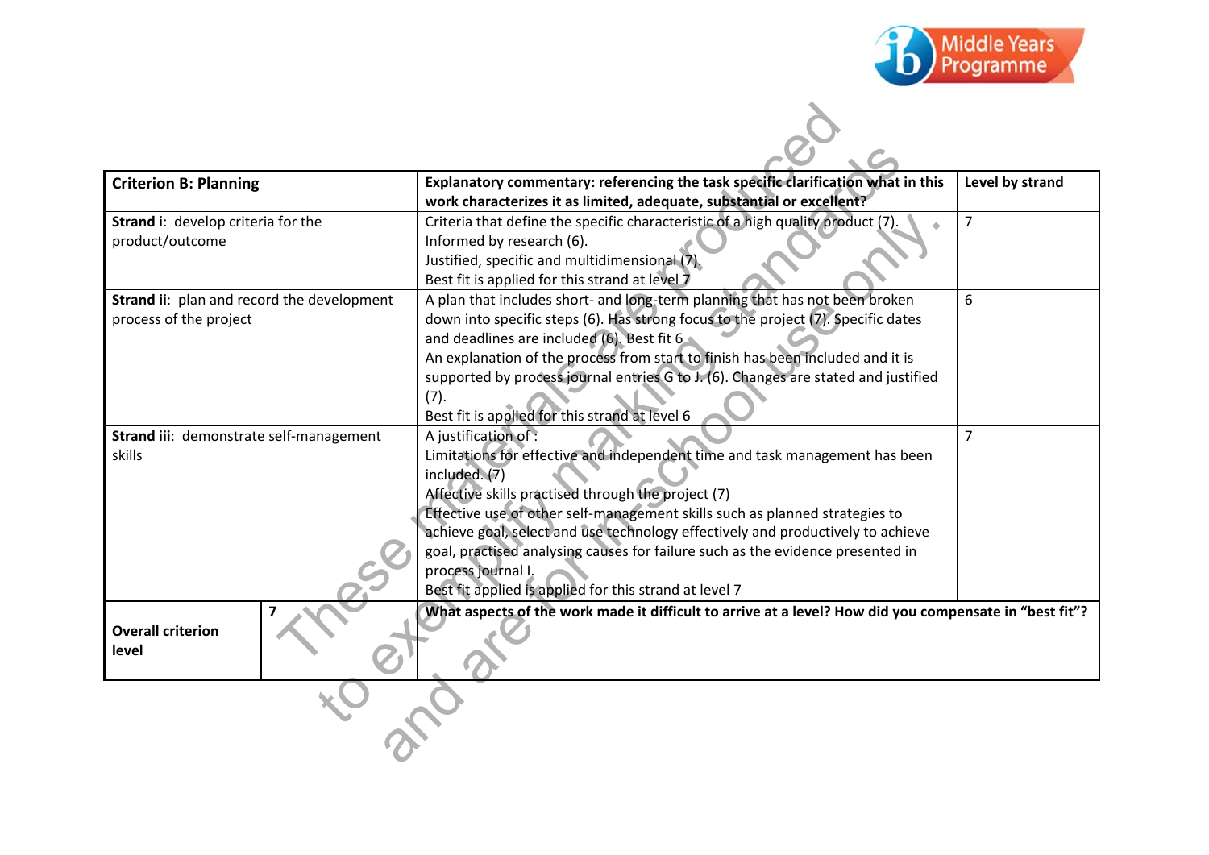| Criterion B: Planning | | Explanatory commentary: referencing the task specific clarification what in this work characterizes it as limited, adequate, substantial or excellent? | Level by strand |
|---|---|---|---|
| **Strand i**: develop criteria for the product/outcome | | Criteria that define the specific characteristic of a high quality product (7).<br>Informed by research (6).<br>Justified, specific and multidimensional (7).<br>Best fit is applied for this strand at level 7 | 7 |
| **Strand ii**: plan and record the development process of the project | | A plan that includes short- and long-term planning that has not been broken down into specific steps (6). Has strong focus to the project (7). Specific dates and deadlines are included (6). Best fit 6<br>An explanation of the process from start to finish has been included and it is supported by process journal entries G to J. (6). Changes are stated and justified (7).<br>Best fit is applied for this strand at level 6 | 6 |
| **Strand iii**: demonstrate self-management skills | | A justification of :<br>Limitations for effective and independent time and task management has been included. (7)<br>Affective skills practised through the project (7)<br>Effective use of other self-management skills such as planned strategies to achieve goal, select and use technology effectively and productively to achieve goal, practised analysing causes for failure such as the evidence presented in process journal I.<br>Best fit applied is applied for this strand at level 7 | 7 |
| **Overall criterion level** | 7 | **What aspects of the work made it difficult to arrive at a level? How did you compensate in "best fit"?** | |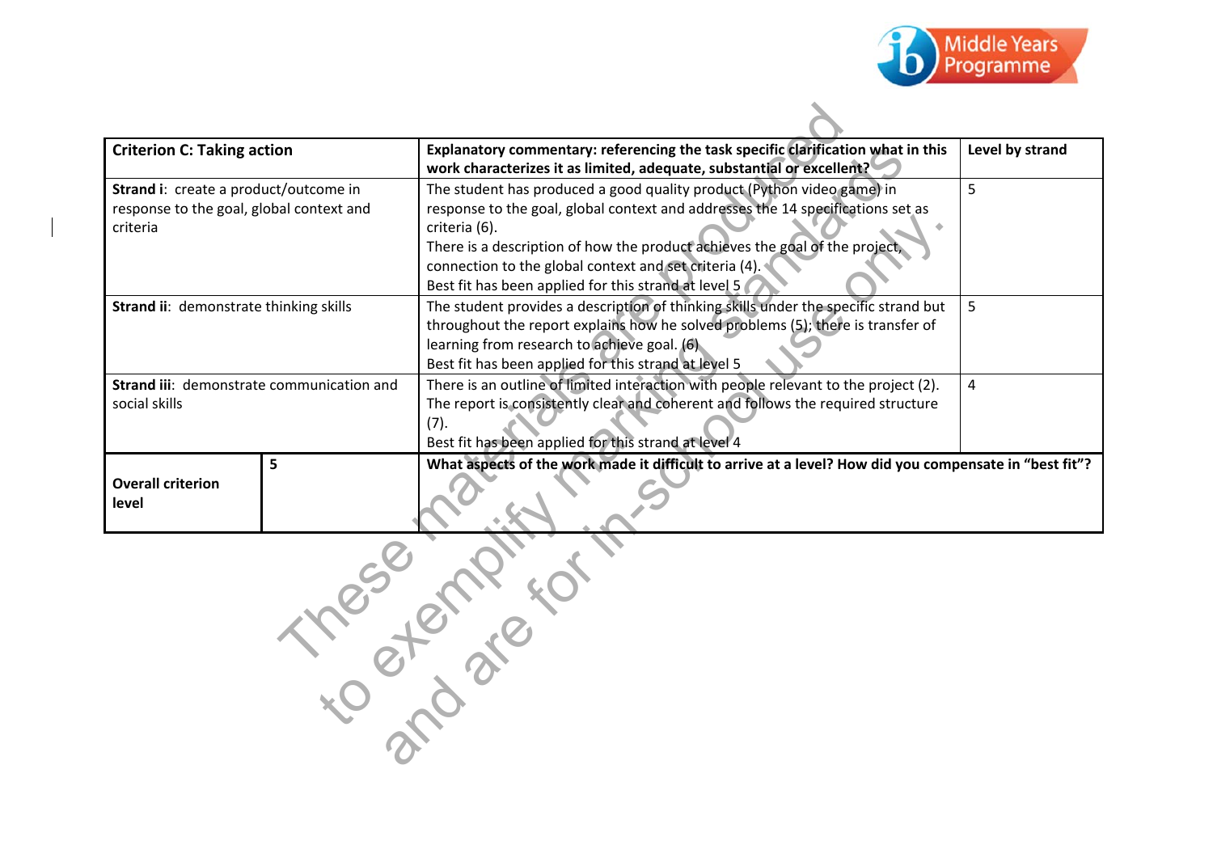| Criterion C: Taking action | | Explanatory commentary: referencing the task specific clarification what in this work characterizes it as limited, adequate, substantial or excellent? | Level by strand |
|---|---|---|---|
| **Strand i**: create a product/outcome in response to the goal, global context and criteria | | The student has produced a good quality product (Python video game) in response to the goal, global context and addresses the 14 specifications set as criteria (6).<br>There is a description of how the product achieves the goal of the project, connection to the global context and set criteria (4).<br>Best fit has been applied for this strand at level 5 | 5 |
| **Strand ii**: demonstrate thinking skills | | The student provides a description of thinking skills under the specific strand but throughout the report explains how he solved problems (5); there is transfer of learning from research to achieve goal. (6)<br>Best fit has been applied for this strand at level 5 | 5 |
| **Strand iii**: demonstrate communication and social skills | | There is an outline of limited interaction with people relevant to the project (2).<br>The report is consistently clear and coherent and follows the required structure (7).<br>Best fit has been applied for this strand at level 4 | 4 |
| **Overall criterion level** | 5 | **What aspects of the work made it difficult to arrive at a level? How did you compensate in "best fit"?** | |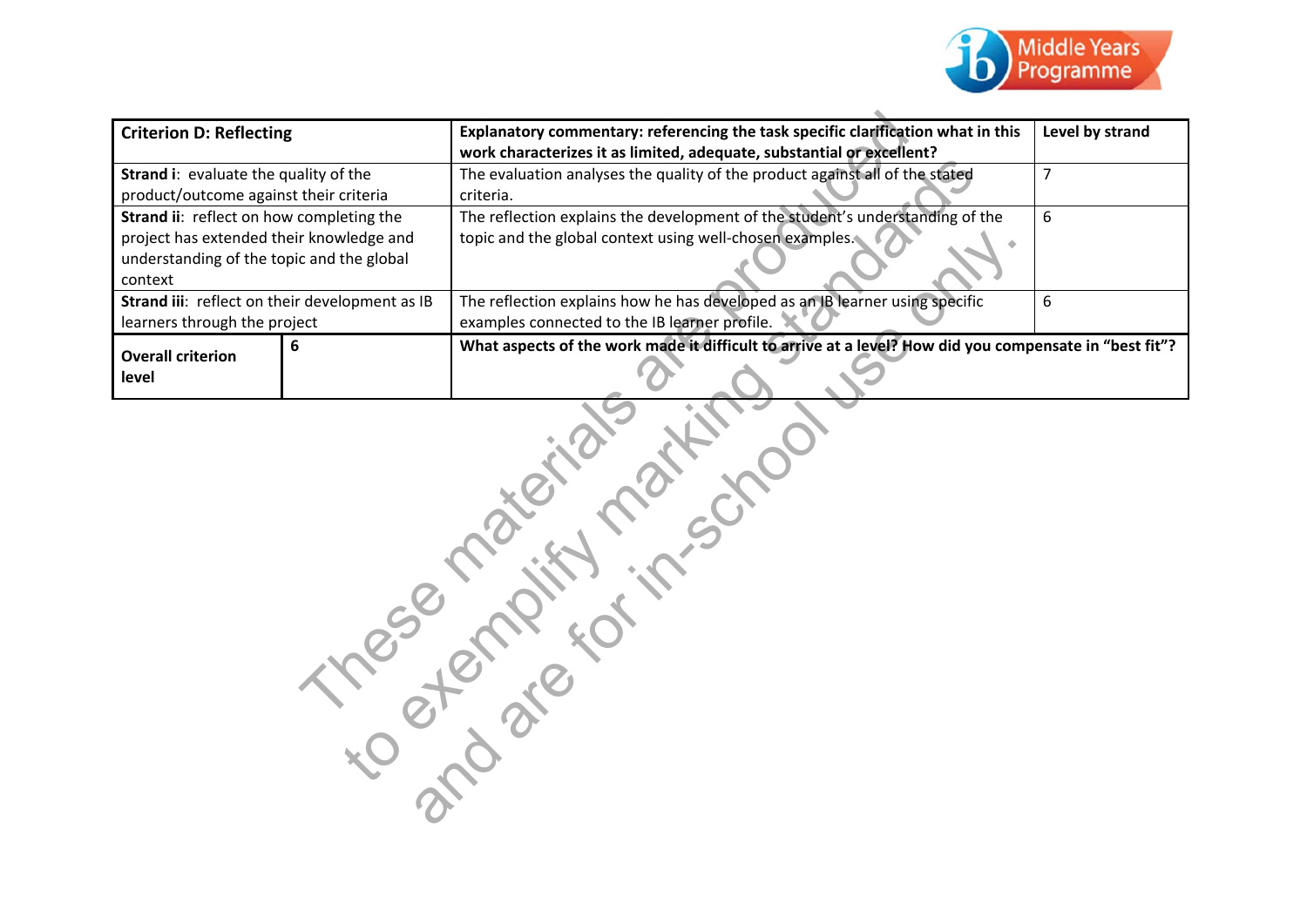| **Criterion D: Reflecting** | | **Explanatory commentary: referencing the task specific clarification what in this work characterizes it as limited, adequate, substantial or excellent?** | **Level by strand** |
|---|---|---|---|
| **Strand i**: evaluate the quality of the product/outcome against their criteria | | The evaluation analyses the quality of the product against all of the stated criteria. | 7 |
| **Strand ii**: reflect on how completing the project has extended their knowledge and understanding of the topic and the global context | | The reflection explains the development of the student's understanding of the topic and the global context using well-chosen examples. | 6 |
| **Strand iii**: reflect on their development as IB learners through the project | | The reflection explains how he has developed as an IB learner using specific examples connected to the IB learner profile. | 6 |
| **Overall criterion level** | 6 | **What aspects of the work made it difficult to arrive at a level? How did you compensate in "best fit"?** | |

These materials are produced to exemplify marking standards and are for in-school use only.